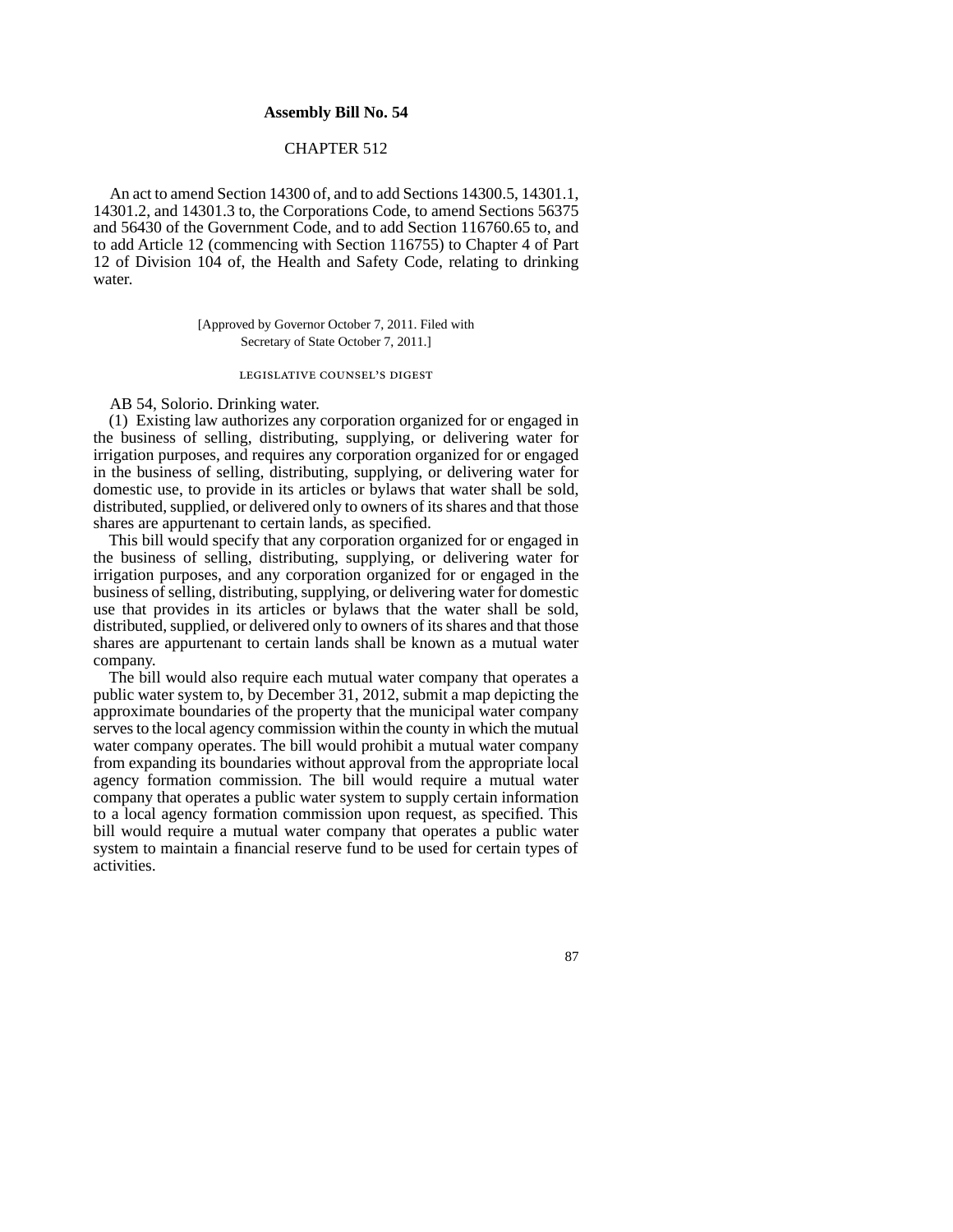# Assembly Bill No. 54

## CHAPTER 512

An act to amend Section 14300 of, and to add Sections 14300.5, 14301.1, 14301.2, and 14301.3 to, the Corporations Code, to amend Sections 56375 and 56430 of the Government Code, and to add Section 116760.65 to, and to add Article 12 (commencing with Section 116755) to Chapter 4 of Part 12 of Division 104 of, the Health and Safety Code, relating to drinking water.

[Approved by Governor October 7, 2011. Filed with Secretary of State October 7, 2011.]

### LEGISLATIVE COUNSEL'S DIGEST

AB 54, Solorio. Drinking water.

(1) Existing law authorizes any corporation organized for or engaged in the business of selling, distributing, supplying, or delivering water for irrigation purposes, and requires any corporation organized for or engaged in the business of selling, distributing, supplying, or delivering water for domestic use, to provide in its articles or bylaws that water shall be sold, distributed, supplied, or delivered only to owners of its shares and that those shares are appurtenant to certain lands, as specified.

This bill would specify that any corporation organized for or engaged in the business of selling, distributing, supplying, or delivering water for irrigation purposes, and any corporation organized for or engaged in the business of selling, distributing, supplying, or delivering water for domestic use that provides in its articles or bylaws that the water shall be sold, distributed, supplied, or delivered only to owners of its shares and that those shares are appurtenant to certain lands shall be known as a mutual water company.

The bill would also require each mutual water company that operates a public water system to, by December 31, 2012, submit a map depicting the approximate boundaries of the property that the municipal water company serves to the local agency commission within the county in which the mutual water company operates. The bill would prohibit a mutual water company from expanding its boundaries without approval from the appropriate local agency formation commission. The bill would require a mutual water company that operates a public water system to supply certain information to a local agency formation commission upon request, as specified. This bill would require a mutual water company that operates a public water system to maintain a financial reserve fund to be used for certain types of activities.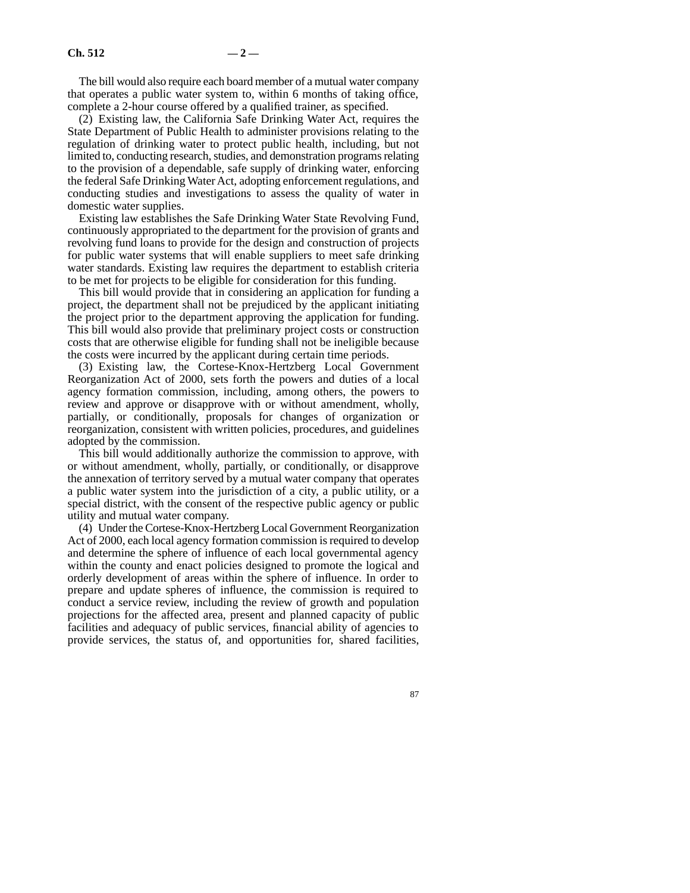The bill would also require each board member of a mutual water company that operates a public water system to, within 6 months of taking office, complete a 2-hour course offered by a qualified trainer, as specified.

(2) Existing law, the California Safe Drinking Water Act, requires the State Department of Public Health to administer provisions relating to the regulation of drinking water to protect public health, including, but not limited to, conducting research, studies, and demonstration programs relating to the provision of a dependable, safe supply of drinking water, enforcing the federal Safe Drinking Water Act, adopting enforcement regulations, and conducting studies and investigations to assess the quality of water in domestic water supplies.

Existing law establishes the Safe Drinking Water State Revolving Fund, continuously appropriated to the department for the provision of grants and revolving fund loans to provide for the design and construction of projects for public water systems that will enable suppliers to meet safe drinking water standards. Existing law requires the department to establish criteria to be met for projects to be eligible for consideration for this funding.

This bill would provide that in considering an application for funding a project, the department shall not be prejudiced by the applicant initiating the project prior to the department approving the application for funding. This bill would also provide that preliminary project costs or construction costs that are otherwise eligible for funding shall not be ineligible because the costs were incurred by the applicant during certain time periods.

(3) Existing law, the Cortese-Knox-Hertzberg Local Government Reorganization Act of 2000, sets forth the powers and duties of a local agency formation commission, including, among others, the powers to review and approve or disapprove with or without amendment, wholly, partially, or conditionally, proposals for changes of organization or reorganization, consistent with written policies, procedures, and guidelines adopted by the commission.

This bill would additionally authorize the commission to approve, with or without amendment, wholly, partially, or conditionally, or disapprove the annexation of territory served by a mutual water company that operates a public water system into the jurisdiction of a city, a public utility, or a special district, with the consent of the respective public agency or public utility and mutual water company.

(4) Under the Cortese-Knox-Hertzberg Local Government Reorganization Act of 2000, each local agency formation commission is required to develop and determine the sphere of influence of each local governmental agency within the county and enact policies designed to promote the logical and orderly development of areas within the sphere of influence. In order to prepare and update spheres of influence, the commission is required to conduct a service review, including the review of growth and population projections for the affected area, present and planned capacity of public facilities and adequacy of public services, financial ability of agencies to provide services, the status of, and opportunities for, shared facilities,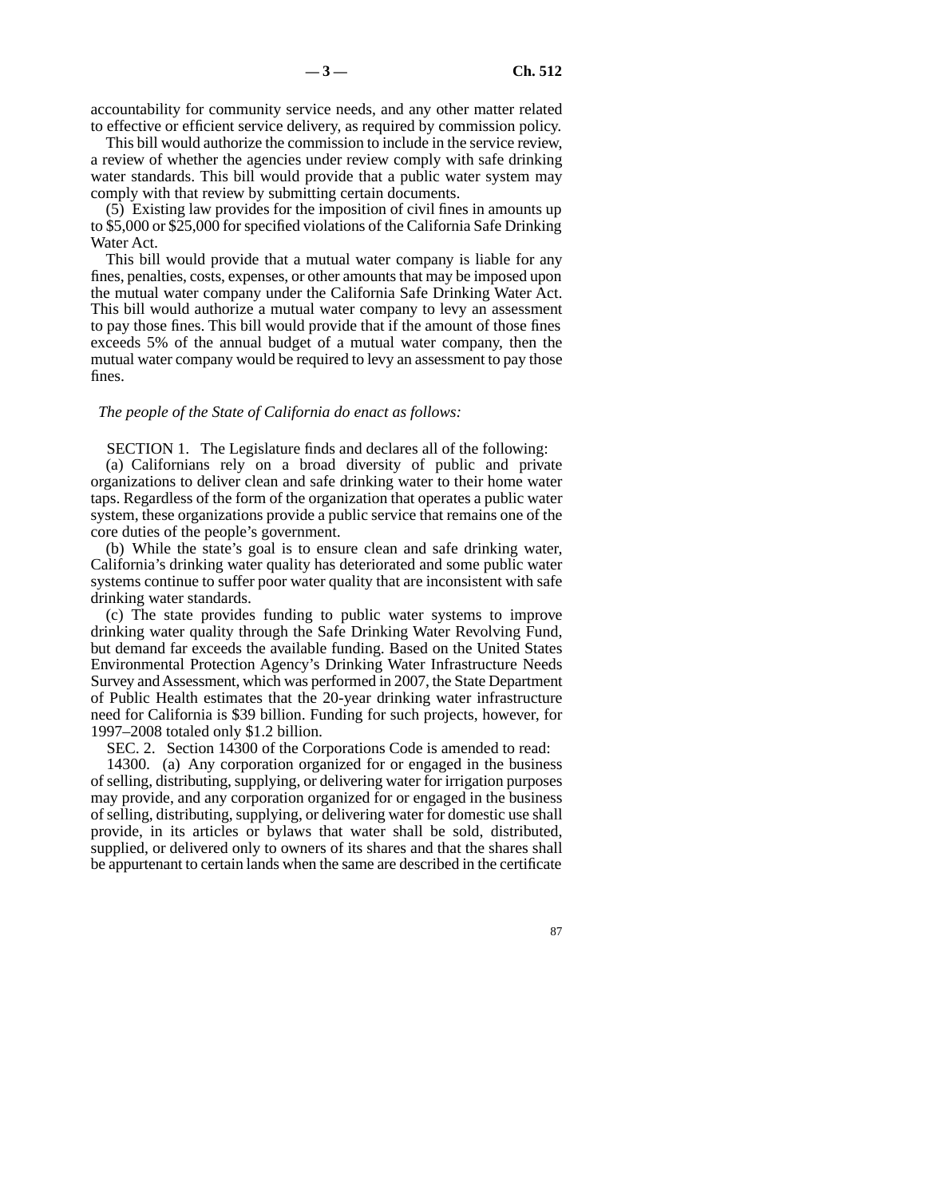accountability for community service needs, and any other matter related to effective or efficient service delivery, as required by commission policy.

This bill would authorize the commission to include in the service review, a review of whether the agencies under review comply with safe drinking water standards. This bill would provide that a public water system may comply with that review by submitting certain documents.

(5) Existing law provides for the imposition of civil fines in amounts up to $5,000 or $25,000 for specified violations of the California Safe Drinking Water Act.

This bill would provide that a mutual water company is liable for any fines, penalties, costs, expenses, or other amounts that may be imposed upon the mutual water company under the California Safe Drinking Water Act. This bill would authorize a mutual water company to levy an assessment to pay those fines. This bill would provide that if the amount of those fines exceeds 5% of the annual budget of a mutual water company, then the mutual water company would be required to levy an assessment to pay those fines.

*The people of the State of California do enact as follows:*

SECTION 1. The Legislature finds and declares all of the following:

(a) Californians rely on a broad diversity of public and private organizations to deliver clean and safe drinking water to their home water taps. Regardless of the form of the organization that operates a public water system, these organizations provide a public service that remains one of the core duties of the people's government.

(b) While the state's goal is to ensure clean and safe drinking water, California's drinking water quality has deteriorated and some public water systems continue to suffer poor water quality that are inconsistent with safe drinking water standards.

(c) The state provides funding to public water systems to improve drinking water quality through the Safe Drinking Water Revolving Fund, but demand far exceeds the available funding. Based on the United States Environmental Protection Agency's Drinking Water Infrastructure Needs Survey and Assessment, which was performed in 2007, the State Department of Public Health estimates that the 20-year drinking water infrastructure need for California is $39 billion. Funding for such projects, however, for 1997–2008 totaled only $1.2 billion.

SEC. 2. Section 14300 of the Corporations Code is amended to read:

14300. (a) Any corporation organized for or engaged in the business of selling, distributing, supplying, or delivering water for irrigation purposes may provide, and any corporation organized for or engaged in the business of selling, distributing, supplying, or delivering water for domestic use shall provide, in its articles or bylaws that water shall be sold, distributed, supplied, or delivered only to owners of its shares and that the shares shall be appurtenant to certain lands when the same are described in the certificate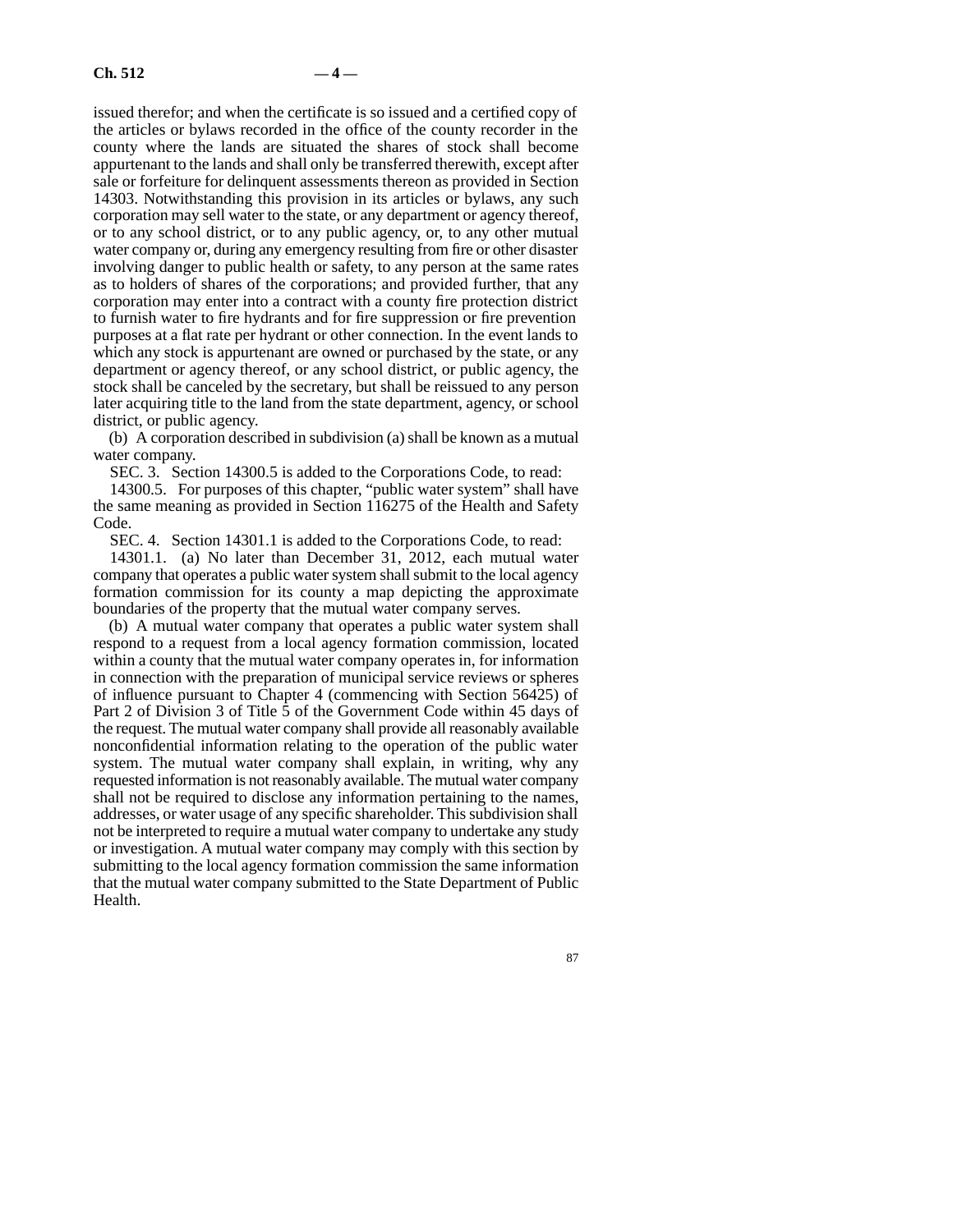issued therefor; and when the certificate is so issued and a certified copy of the articles or bylaws recorded in the office of the county recorder in the county where the lands are situated the shares of stock shall become appurtenant to the lands and shall only be transferred therewith, except after sale or forfeiture for delinquent assessments thereon as provided in Section 14303. Notwithstanding this provision in its articles or bylaws, any such corporation may sell water to the state, or any department or agency thereof, or to any school district, or to any public agency, or, to any other mutual water company or, during any emergency resulting from fire or other disaster involving danger to public health or safety, to any person at the same rates as to holders of shares of the corporations; and provided further, that any corporation may enter into a contract with a county fire protection district to furnish water to fire hydrants and for fire suppression or fire prevention purposes at a flat rate per hydrant or other connection. In the event lands to which any stock is appurtenant are owned or purchased by the state, or any department or agency thereof, or any school district, or public agency, the stock shall be canceled by the secretary, but shall be reissued to any person later acquiring title to the land from the state department, agency, or school district, or public agency.

(b) A corporation described in subdivision (a) shall be known as a mutual water company.

SEC. 3. Section 14300.5 is added to the Corporations Code, to read:

14300.5. For purposes of this chapter, "public water system" shall have the same meaning as provided in Section 116275 of the Health and Safety Code.

SEC. 4. Section 14301.1 is added to the Corporations Code, to read:

14301.1. (a) No later than December 31, 2012, each mutual water company that operates a public water system shall submit to the local agency formation commission for its county a map depicting the approximate boundaries of the property that the mutual water company serves.

(b) A mutual water company that operates a public water system shall respond to a request from a local agency formation commission, located within a county that the mutual water company operates in, for information in connection with the preparation of municipal service reviews or spheres of influence pursuant to Chapter 4 (commencing with Section 56425) of Part 2 of Division 3 of Title 5 of the Government Code within 45 days of the request. The mutual water company shall provide all reasonably available nonconfidential information relating to the operation of the public water system. The mutual water company shall explain, in writing, why any requested information is not reasonably available. The mutual water company shall not be required to disclose any information pertaining to the names, addresses, or water usage of any specific shareholder. This subdivision shall not be interpreted to require a mutual water company to undertake any study or investigation. A mutual water company may comply with this section by submitting to the local agency formation commission the same information that the mutual water company submitted to the State Department of Public Health.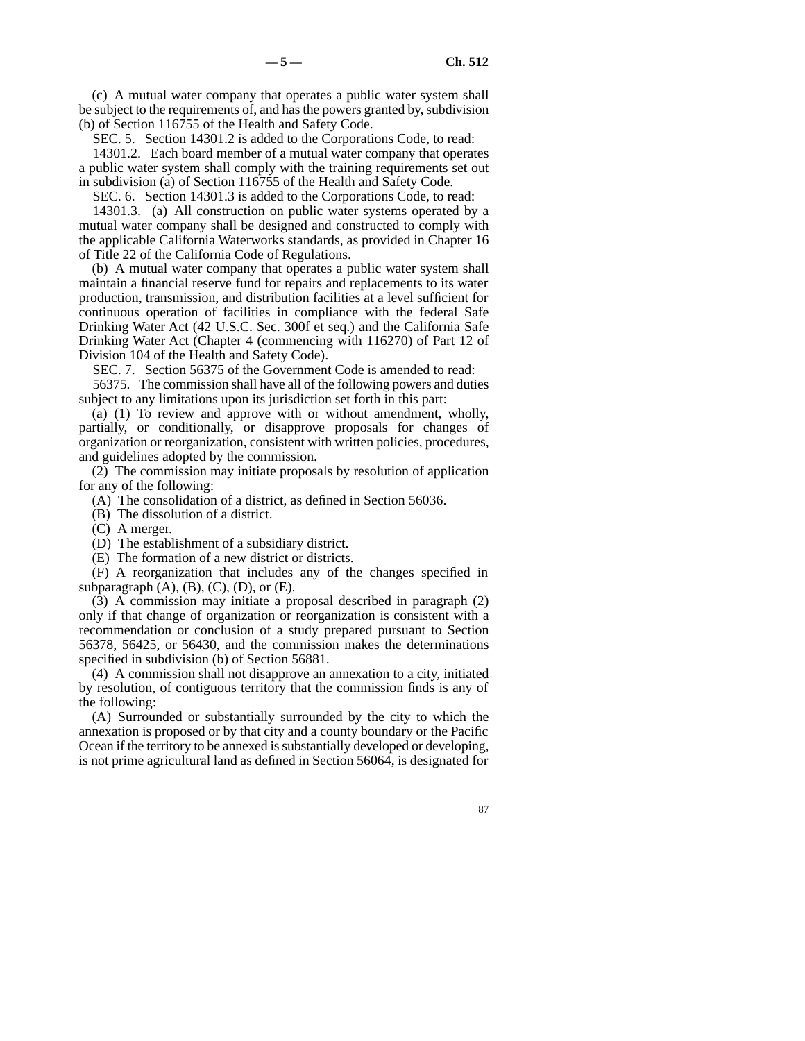(c) A mutual water company that operates a public water system shall be subject to the requirements of, and has the powers granted by, subdivision (b) of Section 116755 of the Health and Safety Code.

SEC. 5. Section 14301.2 is added to the Corporations Code, to read:

14301.2. Each board member of a mutual water company that operates a public water system shall comply with the training requirements set out in subdivision (a) of Section 116755 of the Health and Safety Code.

SEC. 6. Section 14301.3 is added to the Corporations Code, to read:

14301.3. (a) All construction on public water systems operated by a mutual water company shall be designed and constructed to comply with the applicable California Waterworks standards, as provided in Chapter 16 of Title 22 of the California Code of Regulations.

(b) A mutual water company that operates a public water system shall maintain a financial reserve fund for repairs and replacements to its water production, transmission, and distribution facilities at a level sufficient for continuous operation of facilities in compliance with the federal Safe Drinking Water Act (42 U.S.C. Sec. 300f et seq.) and the California Safe Drinking Water Act (Chapter 4 (commencing with 116270) of Part 12 of Division 104 of the Health and Safety Code).

SEC. 7. Section 56375 of the Government Code is amended to read:

56375. The commission shall have all of the following powers and duties subject to any limitations upon its jurisdiction set forth in this part:

(a) (1) To review and approve with or without amendment, wholly, partially, or conditionally, or disapprove proposals for changes of organization or reorganization, consistent with written policies, procedures, and guidelines adopted by the commission.

(2) The commission may initiate proposals by resolution of application for any of the following:

(A) The consolidation of a district, as defined in Section 56036.

(B) The dissolution of a district.

(C) A merger.

(D) The establishment of a subsidiary district.

(E) The formation of a new district or districts.

(F) A reorganization that includes any of the changes specified in subparagraph (A), (B), (C), (D), or (E).

(3) A commission may initiate a proposal described in paragraph (2) only if that change of organization or reorganization is consistent with a recommendation or conclusion of a study prepared pursuant to Section 56378, 56425, or 56430, and the commission makes the determinations specified in subdivision (b) of Section 56881.

(4) A commission shall not disapprove an annexation to a city, initiated by resolution, of contiguous territory that the commission finds is any of the following:

(A) Surrounded or substantially surrounded by the city to which the annexation is proposed or by that city and a county boundary or the Pacific Ocean if the territory to be annexed is substantially developed or developing, is not prime agricultural land as defined in Section 56064, is designated for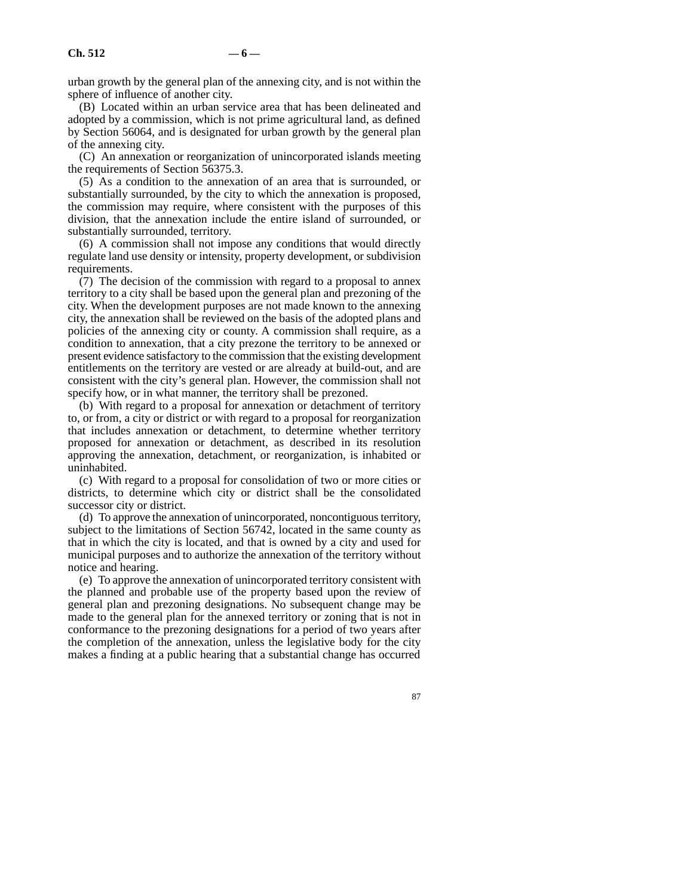urban growth by the general plan of the annexing city, and is not within the sphere of influence of another city.

(B) Located within an urban service area that has been delineated and adopted by a commission, which is not prime agricultural land, as defined by Section 56064, and is designated for urban growth by the general plan of the annexing city.

(C) An annexation or reorganization of unincorporated islands meeting the requirements of Section 56375.3.

(5) As a condition to the annexation of an area that is surrounded, or substantially surrounded, by the city to which the annexation is proposed, the commission may require, where consistent with the purposes of this division, that the annexation include the entire island of surrounded, or substantially surrounded, territory.

(6) A commission shall not impose any conditions that would directly regulate land use density or intensity, property development, or subdivision requirements.

(7) The decision of the commission with regard to a proposal to annex territory to a city shall be based upon the general plan and prezoning of the city. When the development purposes are not made known to the annexing city, the annexation shall be reviewed on the basis of the adopted plans and policies of the annexing city or county. A commission shall require, as a condition to annexation, that a city prezone the territory to be annexed or present evidence satisfactory to the commission that the existing development entitlements on the territory are vested or are already at build-out, and are consistent with the city's general plan. However, the commission shall not specify how, or in what manner, the territory shall be prezoned.

(b) With regard to a proposal for annexation or detachment of territory to, or from, a city or district or with regard to a proposal for reorganization that includes annexation or detachment, to determine whether territory proposed for annexation or detachment, as described in its resolution approving the annexation, detachment, or reorganization, is inhabited or uninhabited.

(c) With regard to a proposal for consolidation of two or more cities or districts, to determine which city or district shall be the consolidated successor city or district.

(d) To approve the annexation of unincorporated, noncontiguous territory, subject to the limitations of Section 56742, located in the same county as that in which the city is located, and that is owned by a city and used for municipal purposes and to authorize the annexation of the territory without notice and hearing.

(e) To approve the annexation of unincorporated territory consistent with the planned and probable use of the property based upon the review of general plan and prezoning designations. No subsequent change may be made to the general plan for the annexed territory or zoning that is not in conformance to the prezoning designations for a period of two years after the completion of the annexation, unless the legislative body for the city makes a finding at a public hearing that a substantial change has occurred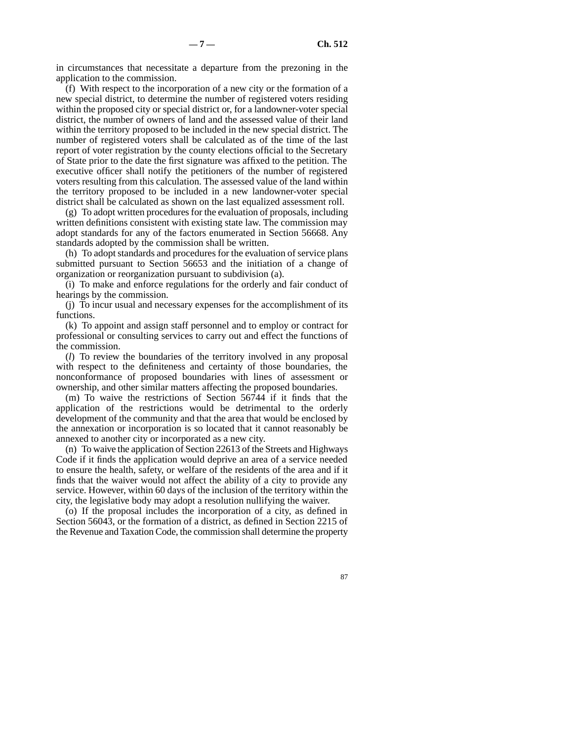in circumstances that necessitate a departure from the prezoning in the application to the commission.

(f) With respect to the incorporation of a new city or the formation of a new special district, to determine the number of registered voters residing within the proposed city or special district or, for a landowner-voter special district, the number of owners of land and the assessed value of their land within the territory proposed to be included in the new special district. The number of registered voters shall be calculated as of the time of the last report of voter registration by the county elections official to the Secretary of State prior to the date the first signature was affixed to the petition. The executive officer shall notify the petitioners of the number of registered voters resulting from this calculation. The assessed value of the land within the territory proposed to be included in a new landowner-voter special district shall be calculated as shown on the last equalized assessment roll.

(g) To adopt written procedures for the evaluation of proposals, including written definitions consistent with existing state law. The commission may adopt standards for any of the factors enumerated in Section 56668. Any standards adopted by the commission shall be written.

(h) To adopt standards and procedures for the evaluation of service plans submitted pursuant to Section 56653 and the initiation of a change of organization or reorganization pursuant to subdivision (a).

(i) To make and enforce regulations for the orderly and fair conduct of hearings by the commission.

(j) To incur usual and necessary expenses for the accomplishment of its functions.

(k) To appoint and assign staff personnel and to employ or contract for professional or consulting services to carry out and effect the functions of the commission.

(*l*) To review the boundaries of the territory involved in any proposal with respect to the definiteness and certainty of those boundaries, the nonconformance of proposed boundaries with lines of assessment or ownership, and other similar matters affecting the proposed boundaries.

(m) To waive the restrictions of Section 56744 if it finds that the application of the restrictions would be detrimental to the orderly development of the community and that the area that would be enclosed by the annexation or incorporation is so located that it cannot reasonably be annexed to another city or incorporated as a new city.

(n) To waive the application of Section 22613 of the Streets and Highways Code if it finds the application would deprive an area of a service needed to ensure the health, safety, or welfare of the residents of the area and if it finds that the waiver would not affect the ability of a city to provide any service. However, within 60 days of the inclusion of the territory within the city, the legislative body may adopt a resolution nullifying the waiver.

(o) If the proposal includes the incorporation of a city, as defined in Section 56043, or the formation of a district, as defined in Section 2215 of the Revenue and Taxation Code, the commission shall determine the property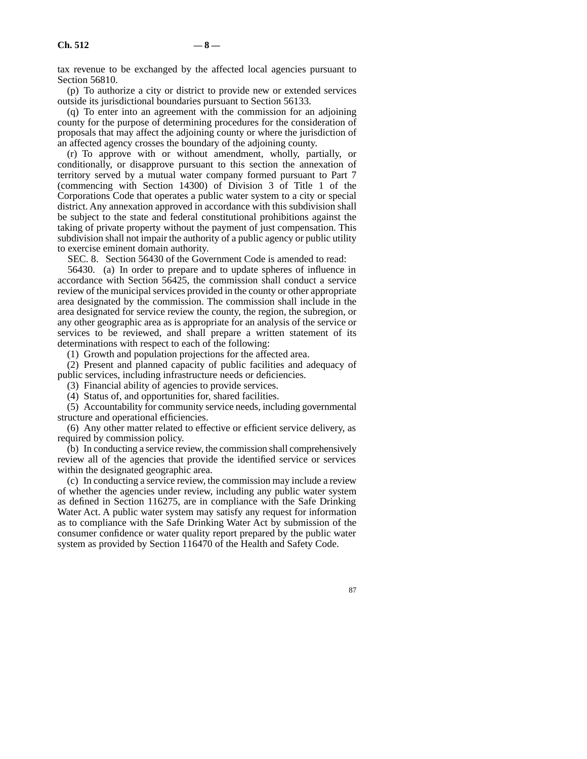tax revenue to be exchanged by the affected local agencies pursuant to Section 56810.

(p) To authorize a city or district to provide new or extended services outside its jurisdictional boundaries pursuant to Section 56133.

(q) To enter into an agreement with the commission for an adjoining county for the purpose of determining procedures for the consideration of proposals that may affect the adjoining county or where the jurisdiction of an affected agency crosses the boundary of the adjoining county.

(r) To approve with or without amendment, wholly, partially, or conditionally, or disapprove pursuant to this section the annexation of territory served by a mutual water company formed pursuant to Part 7 (commencing with Section 14300) of Division 3 of Title 1 of the Corporations Code that operates a public water system to a city or special district. Any annexation approved in accordance with this subdivision shall be subject to the state and federal constitutional prohibitions against the taking of private property without the payment of just compensation. This subdivision shall not impair the authority of a public agency or public utility to exercise eminent domain authority.

SEC. 8. Section 56430 of the Government Code is amended to read:

56430. (a) In order to prepare and to update spheres of influence in accordance with Section 56425, the commission shall conduct a service review of the municipal services provided in the county or other appropriate area designated by the commission. The commission shall include in the area designated for service review the county, the region, the subregion, or any other geographic area as is appropriate for an analysis of the service or services to be reviewed, and shall prepare a written statement of its determinations with respect to each of the following:

(1) Growth and population projections for the affected area.

(2) Present and planned capacity of public facilities and adequacy of public services, including infrastructure needs or deficiencies.

(3) Financial ability of agencies to provide services.

(4) Status of, and opportunities for, shared facilities.

(5) Accountability for community service needs, including governmental structure and operational efficiencies.

(6) Any other matter related to effective or efficient service delivery, as required by commission policy.

(b) In conducting a service review, the commission shall comprehensively review all of the agencies that provide the identified service or services within the designated geographic area.

(c) In conducting a service review, the commission may include a review of whether the agencies under review, including any public water system as defined in Section 116275, are in compliance with the Safe Drinking Water Act. A public water system may satisfy any request for information as to compliance with the Safe Drinking Water Act by submission of the consumer confidence or water quality report prepared by the public water system as provided by Section 116470 of the Health and Safety Code.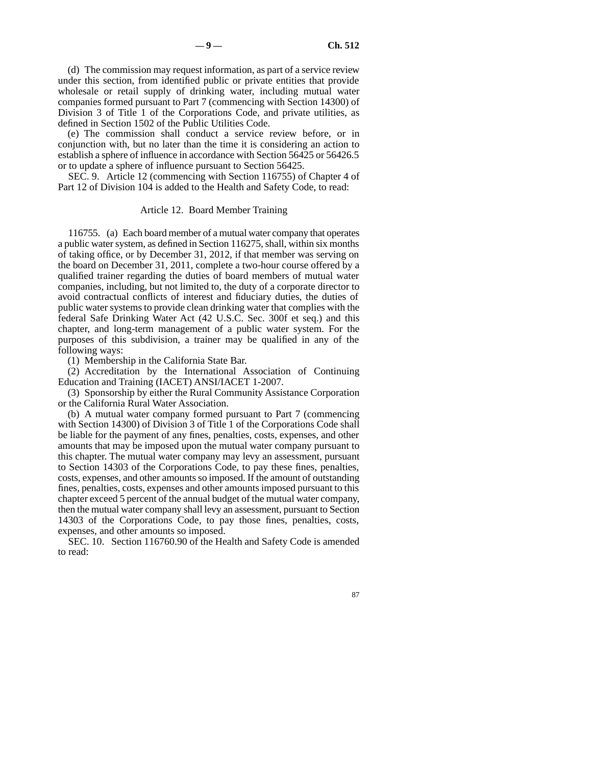(d) The commission may request information, as part of a service review under this section, from identified public or private entities that provide wholesale or retail supply of drinking water, including mutual water companies formed pursuant to Part 7 (commencing with Section 14300) of Division 3 of Title 1 of the Corporations Code, and private utilities, as defined in Section 1502 of the Public Utilities Code.

(e) The commission shall conduct a service review before, or in conjunction with, but no later than the time it is considering an action to establish a sphere of influence in accordance with Section 56425 or 56426.5 or to update a sphere of influence pursuant to Section 56425.

SEC. 9. Article 12 (commencing with Section 116755) of Chapter 4 of Part 12 of Division 104 is added to the Health and Safety Code, to read:

Article 12. Board Member Training

116755. (a) Each board member of a mutual water company that operates a public water system, as defined in Section 116275, shall, within six months of taking office, or by December 31, 2012, if that member was serving on the board on December 31, 2011, complete a two-hour course offered by a qualified trainer regarding the duties of board members of mutual water companies, including, but not limited to, the duty of a corporate director to avoid contractual conflicts of interest and fiduciary duties, the duties of public water systems to provide clean drinking water that complies with the federal Safe Drinking Water Act (42 U.S.C. Sec. 300f et seq.) and this chapter, and long-term management of a public water system. For the purposes of this subdivision, a trainer may be qualified in any of the following ways:

(1) Membership in the California State Bar.

(2) Accreditation by the International Association of Continuing Education and Training (IACET) ANSI/IACET 1-2007.

(3) Sponsorship by either the Rural Community Assistance Corporation or the California Rural Water Association.

(b) A mutual water company formed pursuant to Part 7 (commencing with Section 14300) of Division 3 of Title 1 of the Corporations Code shall be liable for the payment of any fines, penalties, costs, expenses, and other amounts that may be imposed upon the mutual water company pursuant to this chapter. The mutual water company may levy an assessment, pursuant to Section 14303 of the Corporations Code, to pay these fines, penalties, costs, expenses, and other amounts so imposed. If the amount of outstanding fines, penalties, costs, expenses and other amounts imposed pursuant to this chapter exceed 5 percent of the annual budget of the mutual water company, then the mutual water company shall levy an assessment, pursuant to Section 14303 of the Corporations Code, to pay those fines, penalties, costs, expenses, and other amounts so imposed.

SEC. 10. Section 116760.90 of the Health and Safety Code is amended to read: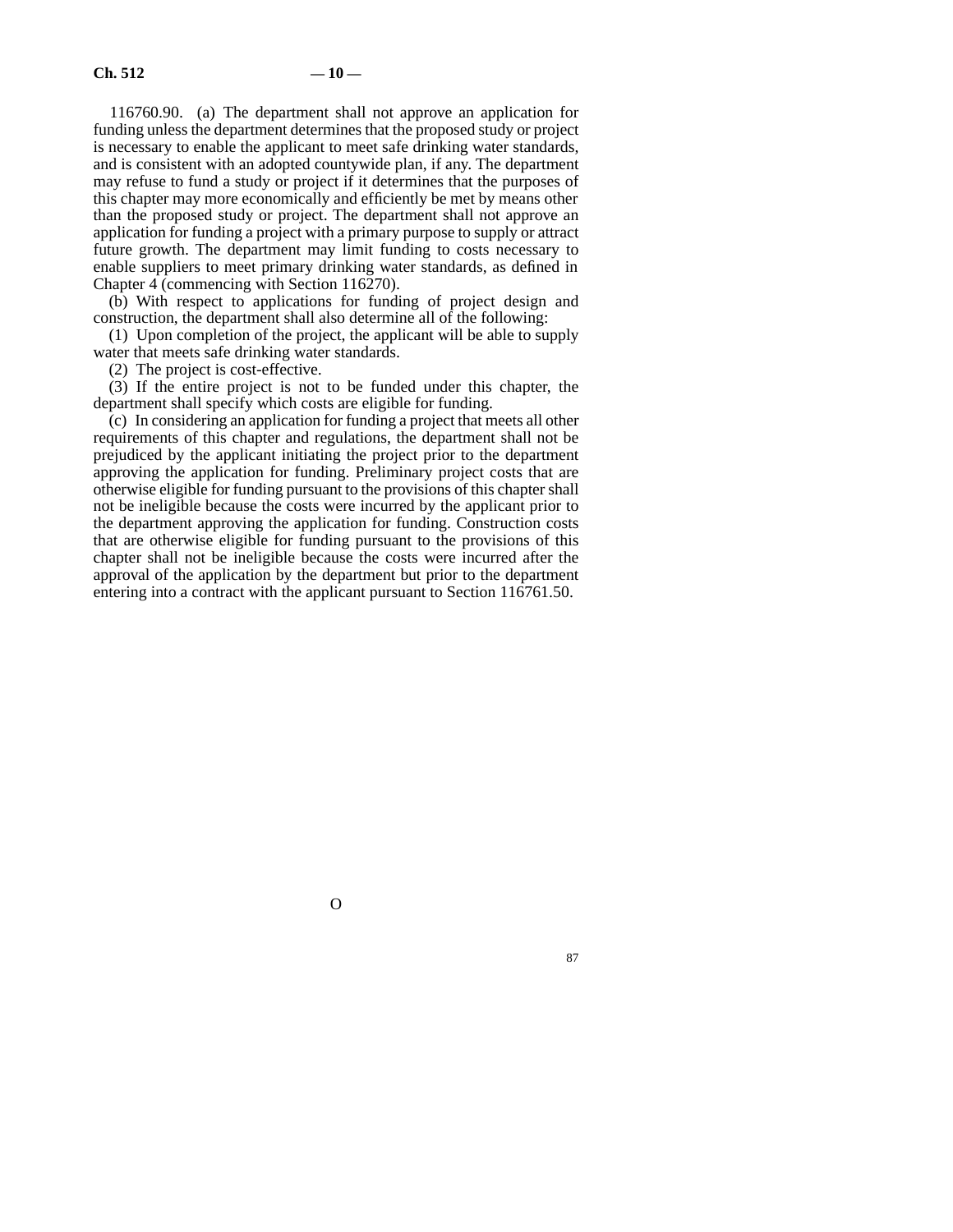116760.90. (a) The department shall not approve an application for funding unless the department determines that the proposed study or project is necessary to enable the applicant to meet safe drinking water standards, and is consistent with an adopted countywide plan, if any. The department may refuse to fund a study or project if it determines that the purposes of this chapter may more economically and efficiently be met by means other than the proposed study or project. The department shall not approve an application for funding a project with a primary purpose to supply or attract future growth. The department may limit funding to costs necessary to enable suppliers to meet primary drinking water standards, as defined in Chapter 4 (commencing with Section 116270).

(b) With respect to applications for funding of project design and construction, the department shall also determine all of the following:

(1) Upon completion of the project, the applicant will be able to supply water that meets safe drinking water standards.

(2) The project is cost-effective.

(3) If the entire project is not to be funded under this chapter, the department shall specify which costs are eligible for funding.

(c) In considering an application for funding a project that meets all other requirements of this chapter and regulations, the department shall not be prejudiced by the applicant initiating the project prior to the department approving the application for funding. Preliminary project costs that are otherwise eligible for funding pursuant to the provisions of this chapter shall not be ineligible because the costs were incurred by the applicant prior to the department approving the application for funding. Construction costs that are otherwise eligible for funding pursuant to the provisions of this chapter shall not be ineligible because the costs were incurred after the approval of the application by the department but prior to the department entering into a contract with the applicant pursuant to Section 116761.50.

O